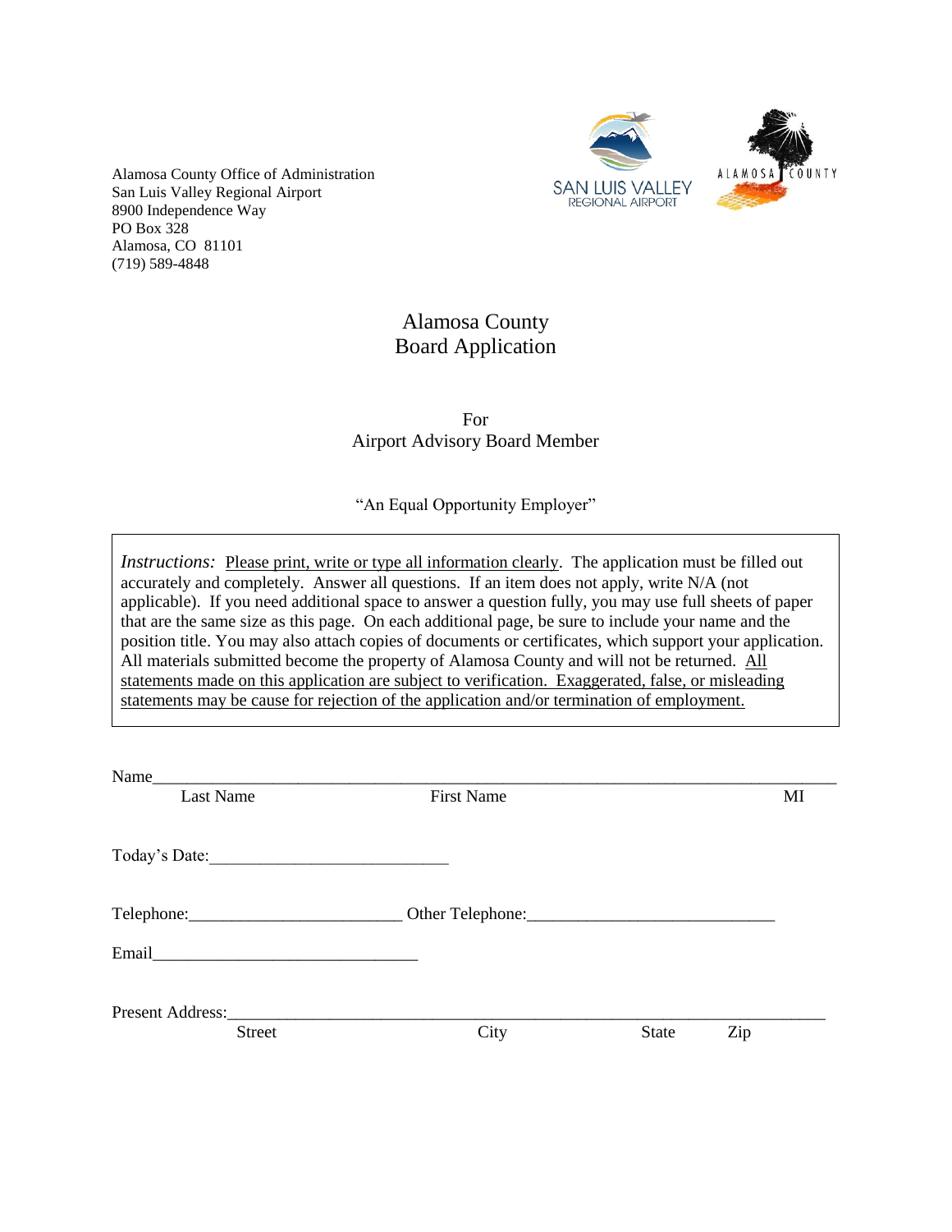Alamosa County Office of Administration
San Luis Valley Regional Airport
8900 Independence Way
PO Box 328
Alamosa, CO 81101
(719) 589-4848

SAN LUIS VALLEY REGIONAL AIRPORT

ALAMOSA COUNTY

# Alamosa County Board Application

## For Airport Advisory Board Member

"An Equal Opportunity Employer"

> *Instructions:* Please print, write or type all information clearly. The application must be filled out accurately and completely. Answer all questions. If an item does not apply, write N/A (not applicable). If you need additional space to answer a question fully, you may use full sheets of paper that are the same size as this page. On each additional page, be sure to include your name and the position title. You may also attach copies of documents or certificates, which support your application. All materials submitted become the property of Alamosa County and will not be returned. All statements made on this application are subject to verification. Exaggerated, false, or misleading statements may be cause for rejection of the application and/or termination of employment.

Name___________________________________________________________________________

Last Name First Name MI

Today's Date:___________________________

Telephone:________________________ Other Telephone:____________________________

Email______________________________

Present Address:_________________________________________________________________

Street City State Zip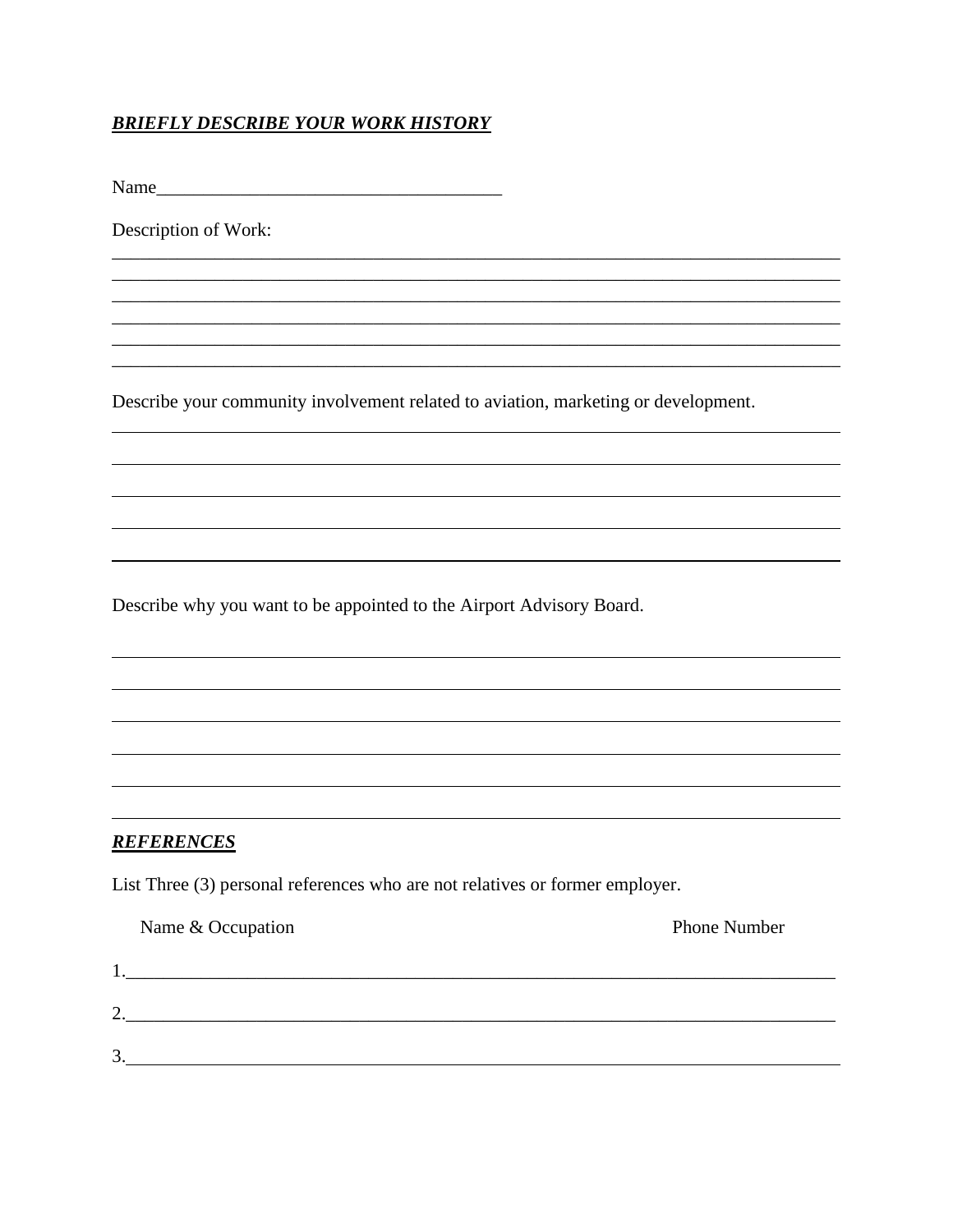***BRIEFLY DESCRIBE YOUR WORK HISTORY***

Name_____________________________________

Description of Work:

_______________________________________________________________________________

_______________________________________________________________________________

_______________________________________________________________________________

_______________________________________________________________________________

_______________________________________________________________________________

_______________________________________________________________________________

Describe your community involvement related to aviation, marketing or development.

_______________________________________________________________________________

_______________________________________________________________________________

_______________________________________________________________________________

_______________________________________________________________________________

_______________________________________________________________________________

Describe why you want to be appointed to the Airport Advisory Board.

_______________________________________________________________________________

_______________________________________________________________________________

_______________________________________________________________________________

_______________________________________________________________________________

_______________________________________________________________________________

_______________________________________________________________________________

***REFERENCES***

List Three (3) personal references who are not relatives or former employer.

Name & Occupation Phone Number

1.______________________________________________________________________________

2.______________________________________________________________________________

3.______________________________________________________________________________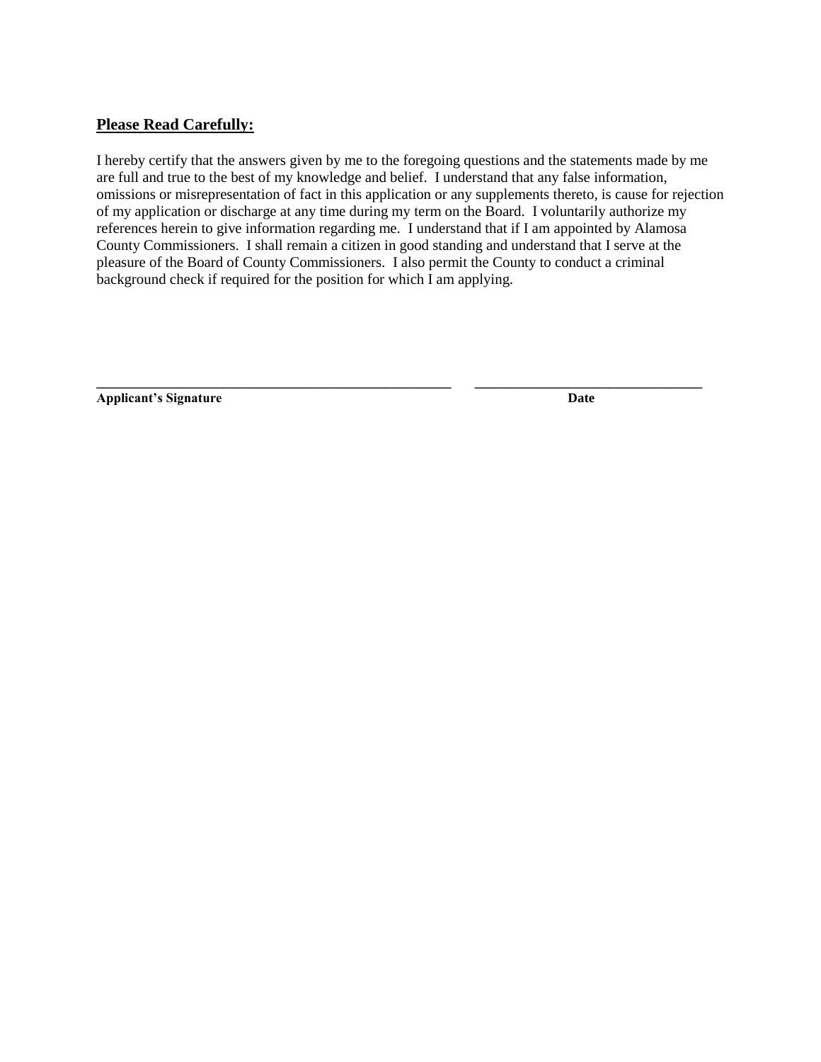**Please Read Carefully:**

I hereby certify that the answers given by me to the foregoing questions and the statements made by me are full and true to the best of my knowledge and belief. I understand that any false information, omissions or misrepresentation of fact in this application or any supplements thereto, is cause for rejection of my application or discharge at any time during my term on the Board. I voluntarily authorize my references herein to give information regarding me. I understand that if I am appointed by Alamosa County Commissioners. I shall remain a citizen in good standing and understand that I serve at the pleasure of the Board of County Commissioners. I also permit the County to conduct a criminal background check if required for the position for which I am applying.

| | |
|---|---|
| ______________________________ | ______________________ |
| **Applicant's Signature** | **Date** |